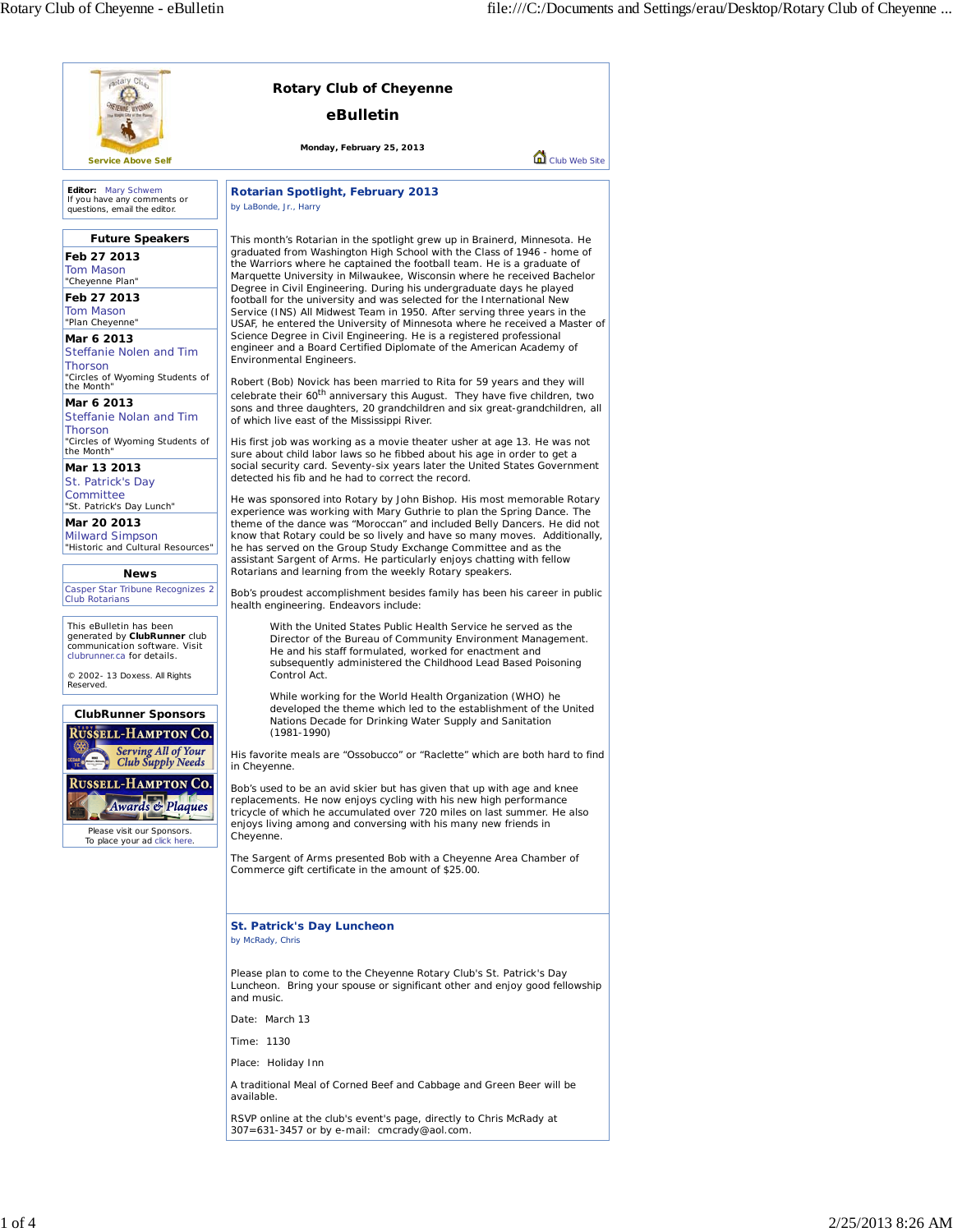# Rotary Club of Cheyenne

## eBulletin

**Monday, February 25, 2013**

Service Above Self

Club Web Site

**Editor:** Mary Schwem
If you have any comments or questions, email the editor.

### Future Speakers

**Feb 27 2013**
Tom Mason
"Cheyenne Plan"

**Feb 27 2013**
Tom Mason
"Plan Cheyenne"

**Mar 6 2013**
Steffanie Nolen and Tim Thorson
"Circles of Wyoming Students of the Month"

**Mar 6 2013**
Steffanie Nolen and Tim Thorson
"Circles of Wyoming Students of the Month"

**Mar 13 2013**
St. Patrick's Day Committee
"St. Patrick's Day Lunch"

**Mar 20 2013**
Milward Simpson
"Historic and Cultural Resources"

### News

Casper Star Tribune Recognizes 2 Club Rotarians

This eBulletin has been generated by **ClubRunner** club communication software. Visit clubrunner.ca for details.

© 2002- 13 Doxess. All Rights Reserved.

### ClubRunner Sponsors

Russell-Hampton Co. Serving All of Your Club Supply Needs

Russell-Hampton Co. Awards & Plaques

Please visit our Sponsors.
To place your ad click here.

## Rotarian Spotlight, February 2013

by LaBonde, Jr., Harry

This month's Rotarian in the spotlight grew up in Brainerd, Minnesota. He graduated from Washington High School with the Class of 1946 - home of the Warriors where he captained the football team. He is a graduate of Marquette University in Milwaukee, Wisconsin where he received Bachelor Degree in Civil Engineering. During his undergraduate days he played football for the university and was selected for the International New Service (INS) All Midwest Team in 1950. After serving three years in the USAF, he entered the University of Minnesota where he received a Master of Science Degree in Civil Engineering. He is a registered professional engineer and a Board Certified Diplomate of the American Academy of Environmental Engineers.

Robert (Bob) Novick has been married to Rita for 59 years and they will celebrate their 60th anniversary this August. They have five children, two sons and three daughters, 20 grandchildren and six great-grandchildren, all of which live east of the Mississippi River.

His first job was working as a movie theater usher at age 13. He was not sure about child labor laws so he fibbed about his age in order to get a social security card. Seventy-six years later the United States Government detected his fib and he had to correct the record.

He was sponsored into Rotary by John Bishop. His most memorable Rotary experience was working with Mary Guthrie to plan the Spring Dance. The theme of the dance was "Moroccan" and included Belly Dancers. He did not know that Rotary could be so lively and have so many moves. Additionally, he has served on the Group Study Exchange Committee and as the assistant Sargent of Arms. He particularly enjoys chatting with fellow Rotarians and learning from the weekly Rotary speakers.

Bob's proudest accomplishment besides family has been his career in public health engineering. Endeavors include:

> With the United States Public Health Service he served as the Director of the Bureau of Community Environment Management. He and his staff formulated, worked for enactment and subsequently administered the Childhood Lead Based Poisoning Control Act.
>
> While working for the World Health Organization (WHO) he developed the theme which led to the establishment of the United Nations Decade for Drinking Water Supply and Sanitation (1981-1990)

His favorite meals are "Ossobucco" or "Raclette" which are both hard to find in Cheyenne.

Bob's used to be an avid skier but has given that up with age and knee replacements. He now enjoys cycling with his new high performance tricycle of which he accumulated over 720 miles on last summer. He also enjoys living among and conversing with his many new friends in Cheyenne.

The Sargent of Arms presented Bob with a Cheyenne Area Chamber of Commerce gift certificate in the amount of $25.00.

## St. Patrick's Day Luncheon

by McRady, Chris

Please plan to come to the Cheyenne Rotary Club's St. Patrick's Day Luncheon. Bring your spouse or significant other and enjoy good fellowship and music.

Date: March 13

Time: 1130

Place: Holiday Inn

A traditional Meal of Corned Beef and Cabbage and Green Beer will be available.

RSVP online at the club's event's page, directly to Chris McRady at 307=631-3457 or by e-mail: cmcrady@aol.com.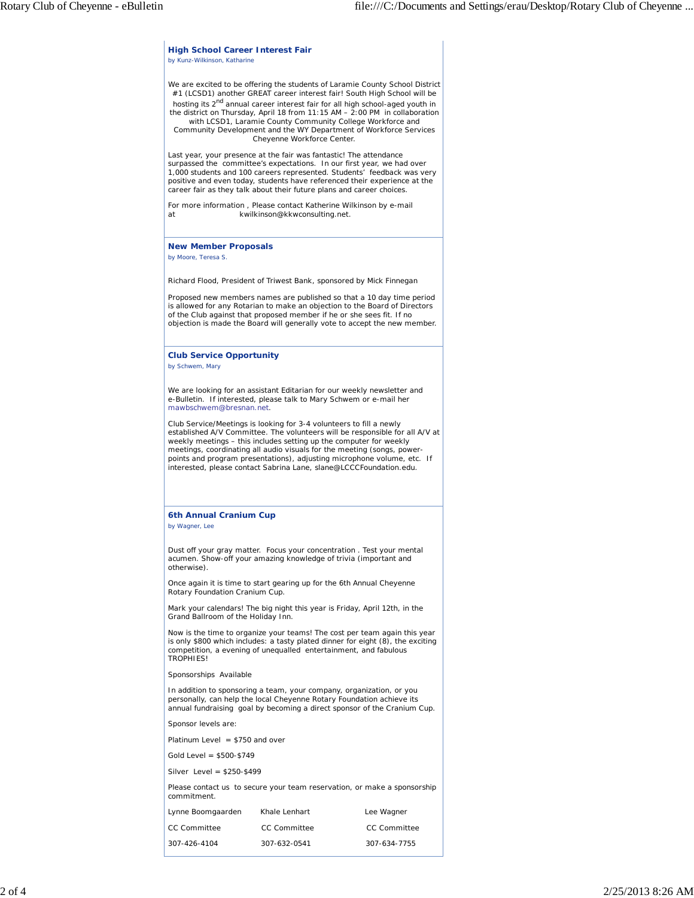### High School Career Interest Fair

by Kunz-Wilkinson, Katharine

We are excited to be offering the students of Laramie County School District #1 (LCSD1) another GREAT career interest fair! South High School will be hosting its 2nd annual career interest fair for all high school-aged youth in the district on Thursday, April 18 from 11:15 AM – 2:00 PM in collaboration with LCSD1, Laramie County Community College Workforce and Community Development and the WY Department of Workforce Services Cheyenne Workforce Center.

Last year, your presence at the fair was fantastic! The attendance surpassed the committee's expectations. In our first year, we had over 1,000 students and 100 careers represented. Students' feedback was very positive and even today, students have referenced their experience at the career fair as they talk about their future plans and career choices.

For more information , Please contact Katherine Wilkinson by e-mail at kwilkinson@kkwconsulting.net.

### New Member Proposals

by Moore, Teresa S.

Richard Flood, President of Triwest Bank, sponsored by Mick Finnegan

Proposed new members names are published so that a 10 day time period is allowed for any Rotarian to make an objection to the Board of Directors of the Club against that proposed member if he or she sees fit. If no objection is made the Board will generally vote to accept the new member.

### Club Service Opportunity

by Schwem, Mary

We are looking for an assistant Editarian for our weekly newsletter and e-Bulletin. If interested, please talk to Mary Schwem or e-mail her mawbschwem@bresnan.net.

Club Service/Meetings is looking for 3-4 volunteers to fill a newly established A/V Committee. The volunteers will be responsible for all A/V at weekly meetings – this includes setting up the computer for weekly meetings, coordinating all audio visuals for the meeting (songs, power-points and program presentations), adjusting microphone volume, etc. If interested, please contact Sabrina Lane, slane@LCCCFoundation.edu.

### 6th Annual Cranium Cup

by Wagner, Lee

Dust off your gray matter. Focus your concentration . Test your mental acumen. Show-off your amazing knowledge of trivia (important and otherwise).

Once again it is time to start gearing up for the 6th Annual Cheyenne Rotary Foundation Cranium Cup.

Mark your calendars! The big night this year is Friday, April 12th, in the Grand Ballroom of the Holiday Inn.

Now is the time to organize your teams! The cost per team again this year is only $800 which includes: a tasty plated dinner for eight (8), the exciting competition, a evening of unequalled entertainment, and fabulous TROPHIES!

Sponsorships Available

In addition to sponsoring a team, your company, organization, or you personally, can help the local Cheyenne Rotary Foundation achieve its annual fundraising goal by becoming a direct sponsor of the Cranium Cup.

Sponsor levels are:

Platinum Level = $750 and over

Gold Level = $500-$749

Silver Level = $250-$499

Please contact us to secure your team reservation, or make a sponsorship commitment.

| Lynne Boomgaarden | Khale Lenhart | Lee Wagner |
|---|---|---|
| CC Committee | CC Committee | CC Committee |
| 307-426-4104 | 307-632-0541 | 307-634-7755 |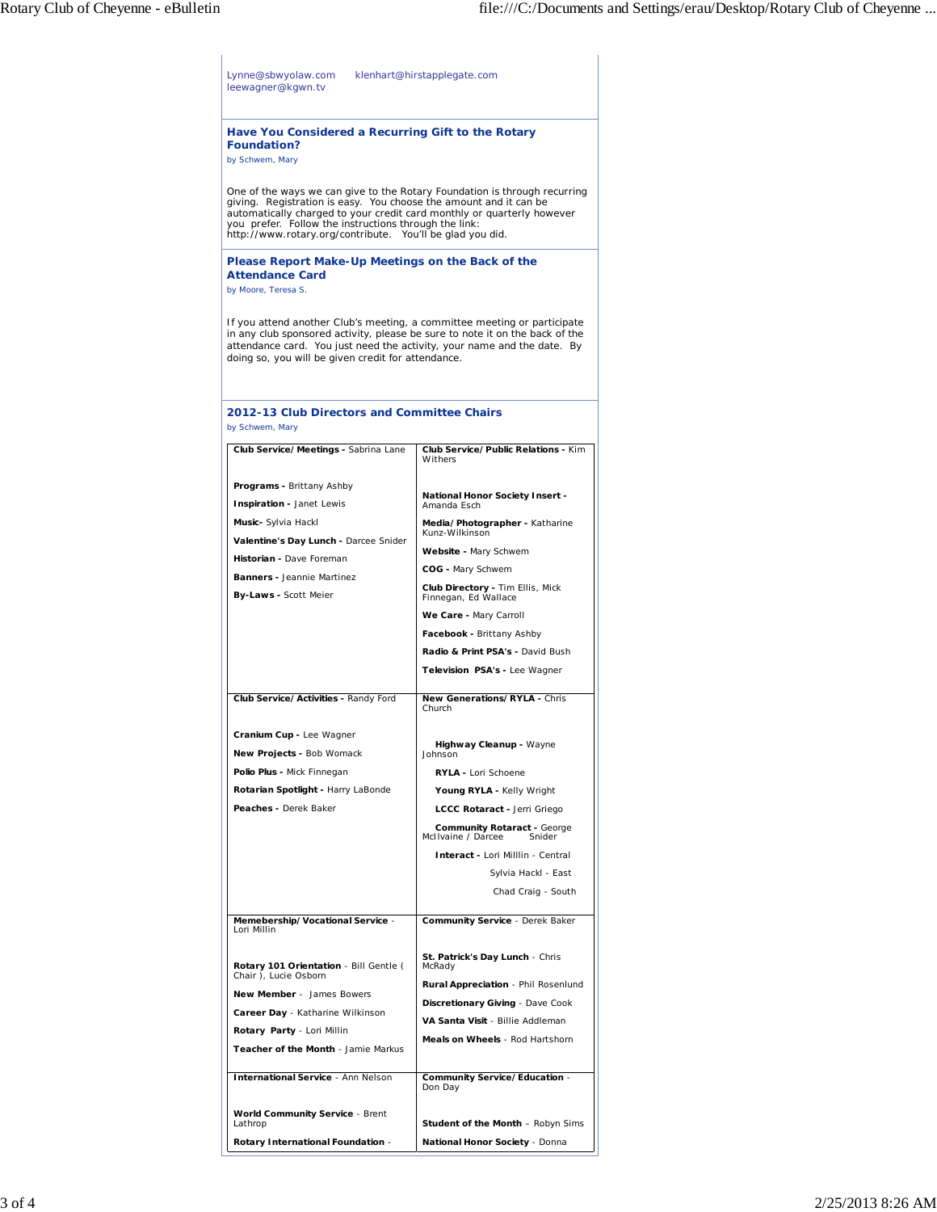Lynne@sbwyolaw.com klenhart@hirstapplegate.com
leewagner@kgwn.tv

## Have You Considered a Recurring Gift to the Rotary Foundation?

by Schwem, Mary

One of the ways we can give to the Rotary Foundation is through recurring giving. Registration is easy. You choose the amount and it can be automatically charged to your credit card monthly or quarterly however you prefer. Follow the instructions through the link: http://www.rotary.org/contribute. You'll be glad you did.

## Please Report Make-Up Meetings on the Back of the Attendance Card

by Moore, Teresa S.

If you attend another Club's meeting, a committee meeting or participate in any club sponsored activity, please be sure to note it on the back of the attendance card. You just need the activity, your name and the date. By doing so, you will be given credit for attendance.

## 2012-13 Club Directors and Committee Chairs

by Schwem, Mary

| | |
|---|---|
| **Club Service/Meetings -** Sabrina Lane<br><br>**Programs -** Brittany Ashby<br>**Inspiration -** Janet Lewis<br>**Music-** Sylvia Hackl<br>**Valentine's Day Lunch -** Darcee Snider<br>**Historian -** Dave Foreman<br>**Banners -** Jeannie Martinez<br>**By-Laws -** Scott Meier | **Club Service/Public Relations -** Kim Withers<br><br>**National Honor Society Insert -** Amanda Esch<br>**Media/Photographer -** Katharine Kunz-Wilkinson<br>**Website -** Mary Schwem<br>**COG -** Mary Schwem<br>**Club Directory -** Tim Ellis, Mick Finnegan, Ed Wallace<br>**We Care -** Mary Carroll<br>**Facebook -** Brittany Ashby<br>**Radio & Print PSA's -** David Bush<br>**Television PSA's -** Lee Wagner |
| **Club Service/Activities -** Randy Ford<br><br>**Cranium Cup -** Lee Wagner<br>**New Projects -** Bob Womack<br>**Polio Plus -** Mick Finnegan<br>**Rotarian Spotlight -** Harry LaBonde<br>**Peaches -** Derek Baker | **New Generations/RYLA -** Chris Church<br><br>**Highway Cleanup -** Wayne Johnson<br>**RYLA -** Lori Schoene<br>**Young RYLA -** Kelly Wright<br>**LCCC Rotaract -** Jerri Griego<br>**Community Rotaract -** George McIlvaine / Darcee Snider<br>**Interact -** Lori Milllin - Central<br>Sylvia Hackl - East<br>Chad Craig - South |
| **Memebership/Vocational Service** - Lori Millin<br><br>**Rotary 101 Orientation** - Bill Gentle ( Chair ), Lucie Osborn<br>**New Member** - James Bowers<br>**Career Day** - Katharine Wilkinson<br>**Rotary Party** - Lori Millin<br>**Teacher of the Month** - Jamie Markus | **Community Service** - Derek Baker<br><br>**St. Patrick's Day Lunch** - Chris McRady<br>**Rural Appreciation** - Phil Rosenlund<br>**Discretionary Giving** - Dave Cook<br>**VA Santa Visit** - Billie Addleman<br>**Meals on Wheels** - Rod Hartshorn |
| **International Service** - Ann Nelson<br><br>**World Community Service** - Brent Lathrop<br>**Rotary International Foundation** - | **Community Service/Education** - Don Day<br><br>**Student of the Month** – Robyn Sims<br>**National Honor Society** - Donna |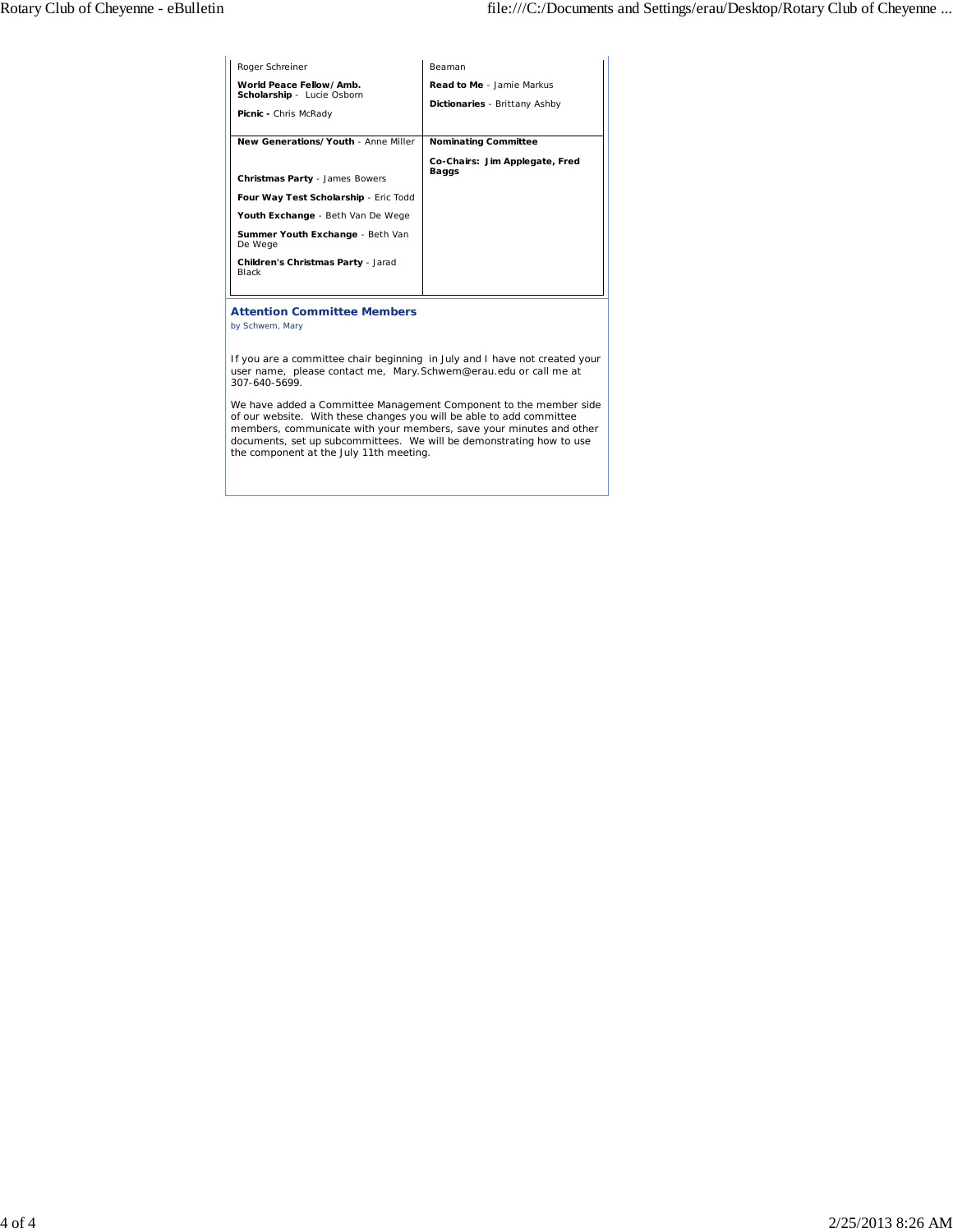| | |
|---|---|
| Roger Schreiner<br><br>**World Peace Fellow/Amb. Scholarship** - Lucie Osborn<br><br>**Picnic -** Chris McRady | Beaman<br><br>**Read to Me** - Jamie Markus<br><br>**Dictionaries** - Brittany Ashby |
| **New Generations/Youth** - Anne Miller<br><br>**Christmas Party** - James Bowers<br><br>**Four Way Test Scholarship** - Eric Todd<br><br>**Youth Exchange** - Beth Van De Wege<br><br>**Summer Youth Exchange** - Beth Van De Wege<br><br>**Children's Christmas Party** - Jarad Black | **Nominating Committee**<br><br>**Co-Chairs: Jim Applegate, Fred Baggs** |

## Attention Committee Members

*by Schwem, Mary*

If you are a committee chair beginning in July and I have not created your user name, please contact me, Mary.Schwem@erau.edu or call me at 307-640-5699.

We have added a Committee Management Component to the member side of our website. With these changes you will be able to add committee members, communicate with your members, save your minutes and other documents, set up subcommittees. We will be demonstrating how to use the component at the July 11th meeting.